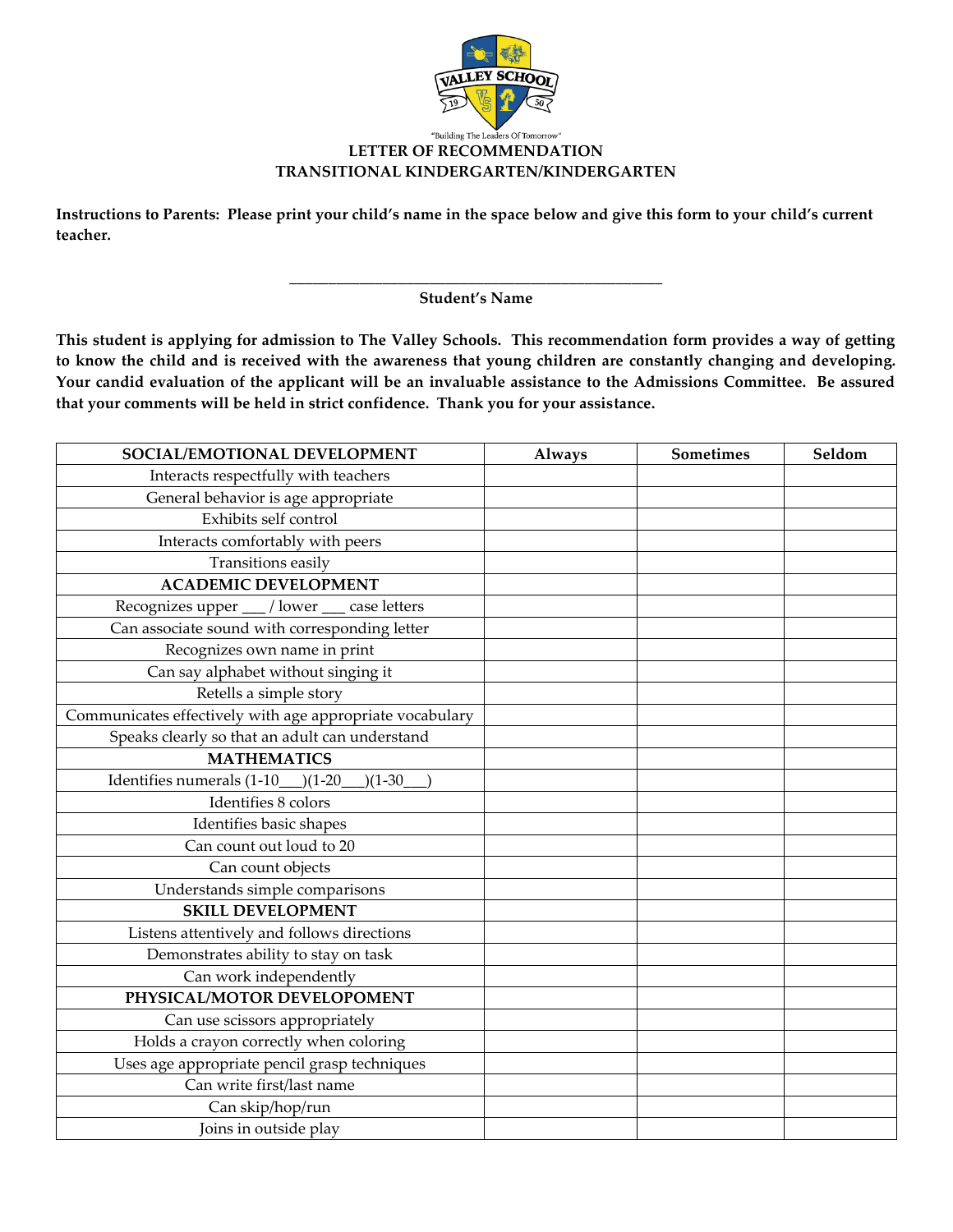"Building The Leaders Of Tomorrow"

**LETTER OF RECOMMENDATION**
**TRANSITIONAL KINDERGARTEN/KINDERGARTEN**

**Instructions to Parents: Please print your child's name in the space below and give this form to your child's current teacher.**

\_\_\_\_\_\_\_\_\_\_\_\_\_\_\_\_\_\_\_\_\_\_\_\_\_\_\_\_\_\_\_\_\_\_\_\_\_\_\_\_\_\_\_\_\_\_\_\_
**Student's Name**

**This student is applying for admission to The Valley Schools. This recommendation form provides a way of getting to know the child and is received with the awareness that young children are constantly changing and developing. Your candid evaluation of the applicant will be an invaluable assistance to the Admissions Committee. Be assured that your comments will be held in strict confidence. Thank you for your assistance.**

| SOCIAL/EMOTIONAL DEVELOPMENT | Always | Sometimes | Seldom |
|---|---|---|---|
| Interacts respectfully with teachers | | | |
| General behavior is age appropriate | | | |
| Exhibits self control | | | |
| Interacts comfortably with peers | | | |
| Transitions easily | | | |
| **ACADEMIC DEVELOPMENT** | | | |
| Recognizes upper ___ / lower ___ case letters | | | |
| Can associate sound with corresponding letter | | | |
| Recognizes own name in print | | | |
| Can say alphabet without singing it | | | |
| Retells a simple story | | | |
| Communicates effectively with age appropriate vocabulary | | | |
| Speaks clearly so that an adult can understand | | | |
| **MATHEMATICS** | | | |
| Identifies numerals (1-10___)(1-20___)(1-30___) | | | |
| Identifies 8 colors | | | |
| Identifies basic shapes | | | |
| Can count out loud to 20 | | | |
| Can count objects | | | |
| Understands simple comparisons | | | |
| **SKILL DEVELOPMENT** | | | |
| Listens attentively and follows directions | | | |
| Demonstrates ability to stay on task | | | |
| Can work independently | | | |
| **PHYSICAL/MOTOR DEVELOPOMENT** | | | |
| Can use scissors appropriately | | | |
| Holds a crayon correctly when coloring | | | |
| Uses age appropriate pencil grasp techniques | | | |
| Can write first/last name | | | |
| Can skip/hop/run | | | |
| Joins in outside play | | | |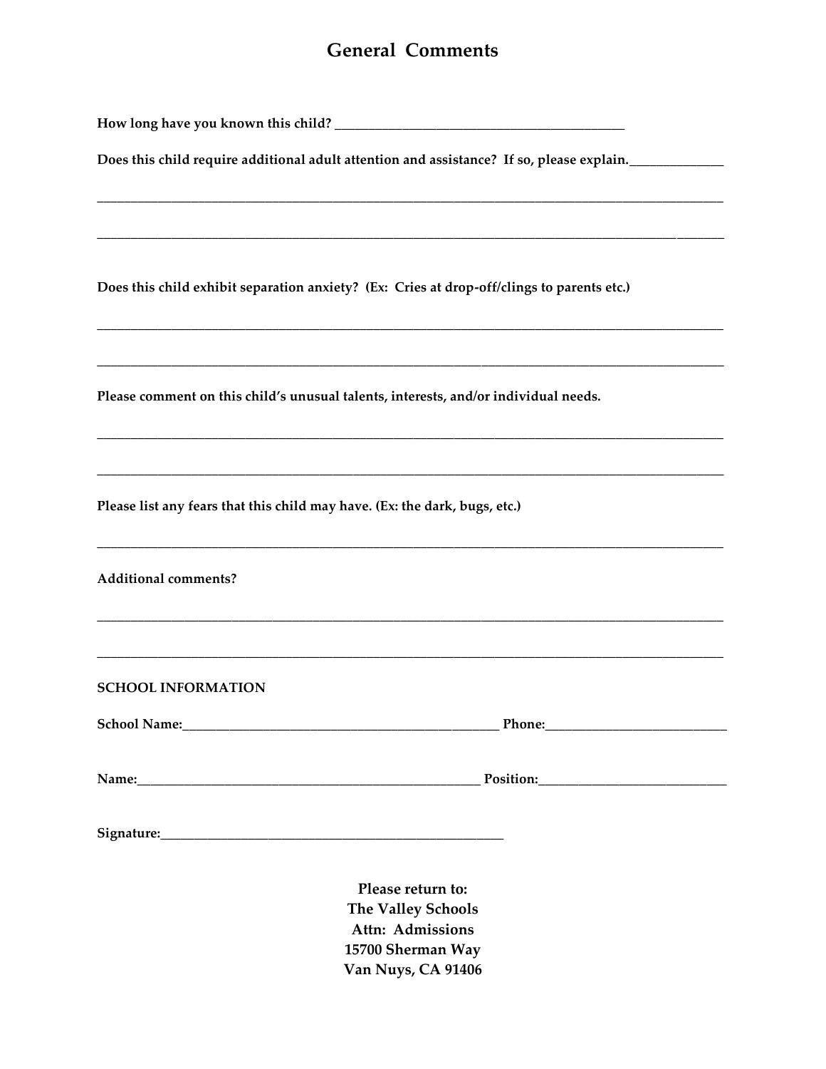# General Comments

**How long have you known this child?** ____________________________________________

**Does this child require additional adult attention and assistance? If so, please explain.**______________

____________________________________________________________________________________________________

____________________________________________________________________________________________________

**Does this child exhibit separation anxiety? (Ex: Cries at drop-off/clings to parents etc.)**

____________________________________________________________________________________________________

____________________________________________________________________________________________________

**Please comment on this child's unusual talents, interests, and/or individual needs.**

____________________________________________________________________________________________________

____________________________________________________________________________________________________

**Please list any fears that this child may have. (Ex: the dark, bugs, etc.)**

____________________________________________________________________________________________________

**Additional comments?**

____________________________________________________________________________________________________

____________________________________________________________________________________________________

**SCHOOL INFORMATION**

**School Name:**_________________________________________________ **Phone:**___________________________

**Name:**_____________________________________________________ **Position:**____________________________

**Signature:**_____________________________________________________

**Please return to:**
**The Valley Schools**
**Attn: Admissions**
**15700 Sherman Way**
**Van Nuys, CA 91406**